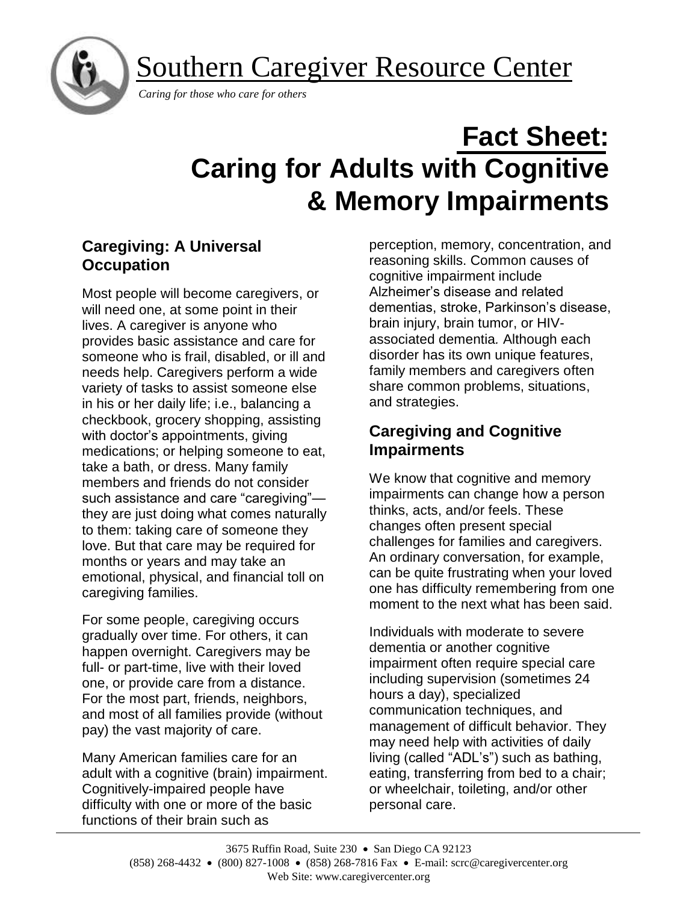# Southern Caregiver Resource Center

*Caring for those who care for others*

# Fact Sheet: Caring for Adults with Cognitive & Memory Impairments

## Caregiving: A Universal Occupation

Most people will become caregivers, or will need one, at some point in their lives. A caregiver is anyone who provides basic assistance and care for someone who is frail, disabled, or ill and needs help. Caregivers perform a wide variety of tasks to assist someone else in his or her daily life; i.e., balancing a checkbook, grocery shopping, assisting with doctor's appointments, giving medications; or helping someone to eat, take a bath, or dress. Many family members and friends do not consider such assistance and care "caregiving"—they are just doing what comes naturally to them: taking care of someone they love. But that care may be required for months or years and may take an emotional, physical, and financial toll on caregiving families.

For some people, caregiving occurs gradually over time. For others, it can happen overnight. Caregivers may be full- or part-time, live with their loved one, or provide care from a distance. For the most part, friends, neighbors, and most of all families provide (without pay) the vast majority of care.

Many American families care for an adult with a cognitive (brain) impairment. Cognitively-impaired people have difficulty with one or more of the basic functions of their brain such as perception, memory, concentration, and reasoning skills. Common causes of cognitive impairment include Alzheimer's disease and related dementias, stroke, Parkinson's disease, brain injury, brain tumor, or HIV-associated dementia. Although each disorder has its own unique features, family members and caregivers often share common problems, situations, and strategies.

## Caregiving and Cognitive Impairments

We know that cognitive and memory impairments can change how a person thinks, acts, and/or feels. These changes often present special challenges for families and caregivers. An ordinary conversation, for example, can be quite frustrating when your loved one has difficulty remembering from one moment to the next what has been said.

Individuals with moderate to severe dementia or another cognitive impairment often require special care including supervision (sometimes 24 hours a day), specialized communication techniques, and management of difficult behavior. They may need help with activities of daily living (called "ADL's") such as bathing, eating, transferring from bed to a chair; or wheelchair, toileting, and/or other personal care.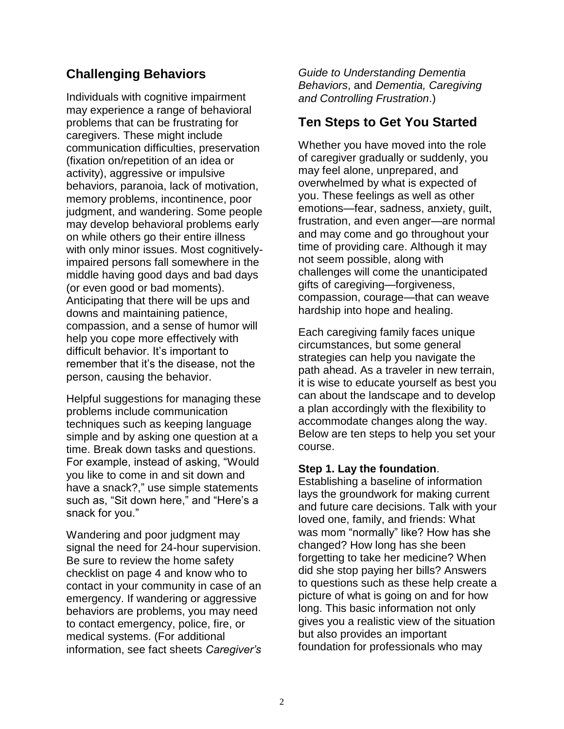## Challenging Behaviors

Individuals with cognitive impairment may experience a range of behavioral problems that can be frustrating for caregivers. These might include communication difficulties, preservation (fixation on/repetition of an idea or activity), aggressive or impulsive behaviors, paranoia, lack of motivation, memory problems, incontinence, poor judgment, and wandering. Some people may develop behavioral problems early on while others go their entire illness with only minor issues. Most cognitively-impaired persons fall somewhere in the middle having good days and bad days (or even good or bad moments). Anticipating that there will be ups and downs and maintaining patience, compassion, and a sense of humor will help you cope more effectively with difficult behavior. It's important to remember that it's the disease, not the person, causing the behavior.

Helpful suggestions for managing these problems include communication techniques such as keeping language simple and by asking one question at a time. Break down tasks and questions. For example, instead of asking, "Would you like to come in and sit down and have a snack?," use simple statements such as, "Sit down here," and "Here's a snack for you."

Wandering and poor judgment may signal the need for 24-hour supervision. Be sure to review the home safety checklist on page 4 and know who to contact in your community in case of an emergency. If wandering or aggressive behaviors are problems, you may need to contact emergency, police, fire, or medical systems. (For additional information, see fact sheets *Caregiver's Guide to Understanding Dementia Behaviors*, and *Dementia, Caregiving and Controlling Frustration*.)

## Ten Steps to Get You Started

Whether you have moved into the role of caregiver gradually or suddenly, you may feel alone, unprepared, and overwhelmed by what is expected of you. These feelings as well as other emotions—fear, sadness, anxiety, guilt, frustration, and even anger—are normal and may come and go throughout your time of providing care. Although it may not seem possible, along with challenges will come the unanticipated gifts of caregiving—forgiveness, compassion, courage—that can weave hardship into hope and healing.

Each caregiving family faces unique circumstances, but some general strategies can help you navigate the path ahead. As a traveler in new terrain, it is wise to educate yourself as best you can about the landscape and to develop a plan accordingly with the flexibility to accommodate changes along the way. Below are ten steps to help you set your course.

**Step 1. Lay the foundation**.
Establishing a baseline of information lays the groundwork for making current and future care decisions. Talk with your loved one, family, and friends: What was mom "normally" like? How has she changed? How long has she been forgetting to take her medicine? When did she stop paying her bills? Answers to questions such as these help create a picture of what is going on and for how long. This basic information not only gives you a realistic view of the situation but also provides an important foundation for professionals who may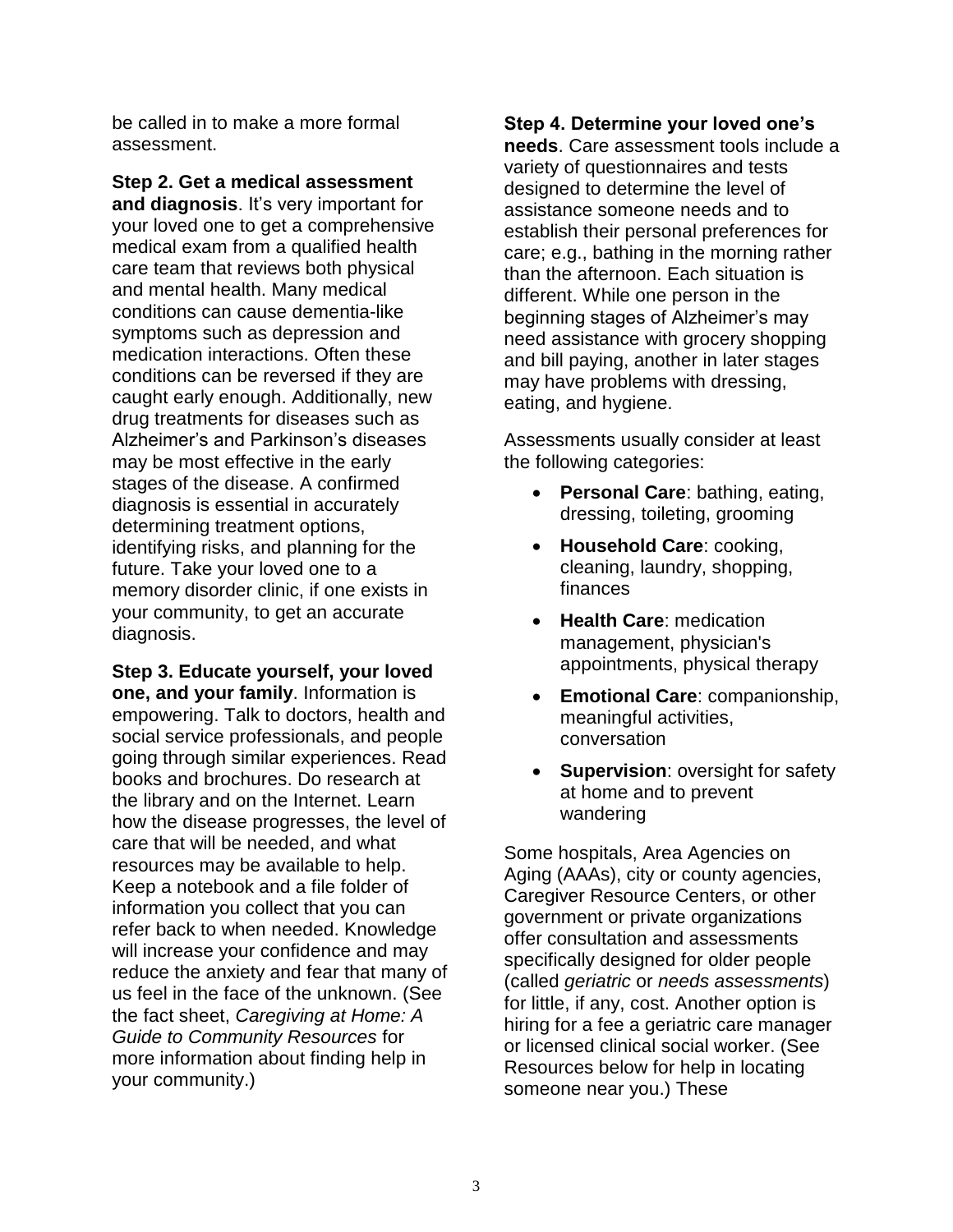be called in to make a more formal assessment.

**Step 2. Get a medical assessment and diagnosis**. It's very important for your loved one to get a comprehensive medical exam from a qualified health care team that reviews both physical and mental health. Many medical conditions can cause dementia-like symptoms such as depression and medication interactions. Often these conditions can be reversed if they are caught early enough. Additionally, new drug treatments for diseases such as Alzheimer's and Parkinson's diseases may be most effective in the early stages of the disease. A confirmed diagnosis is essential in accurately determining treatment options, identifying risks, and planning for the future. Take your loved one to a memory disorder clinic, if one exists in your community, to get an accurate diagnosis.

**Step 3. Educate yourself, your loved one, and your family**. Information is empowering. Talk to doctors, health and social service professionals, and people going through similar experiences. Read books and brochures. Do research at the library and on the Internet. Learn how the disease progresses, the level of care that will be needed, and what resources may be available to help. Keep a notebook and a file folder of information you collect that you can refer back to when needed. Knowledge will increase your confidence and may reduce the anxiety and fear that many of us feel in the face of the unknown. (See the fact sheet, *Caregiving at Home: A Guide to Community Resources* for more information about finding help in your community.)

**Step 4. Determine your loved one's needs**. Care assessment tools include a variety of questionnaires and tests designed to determine the level of assistance someone needs and to establish their personal preferences for care; e.g., bathing in the morning rather than the afternoon. Each situation is different. While one person in the beginning stages of Alzheimer's may need assistance with grocery shopping and bill paying, another in later stages may have problems with dressing, eating, and hygiene.

Assessments usually consider at least the following categories:

- **Personal Care**: bathing, eating, dressing, toileting, grooming
- **Household Care**: cooking, cleaning, laundry, shopping, finances
- **Health Care**: medication management, physician's appointments, physical therapy
- **Emotional Care**: companionship, meaningful activities, conversation
- **Supervision**: oversight for safety at home and to prevent wandering

Some hospitals, Area Agencies on Aging (AAAs), city or county agencies, Caregiver Resource Centers, or other government or private organizations offer consultation and assessments specifically designed for older people (called *geriatric* or *needs assessments*) for little, if any, cost. Another option is hiring for a fee a geriatric care manager or licensed clinical social worker. (See Resources below for help in locating someone near you.) These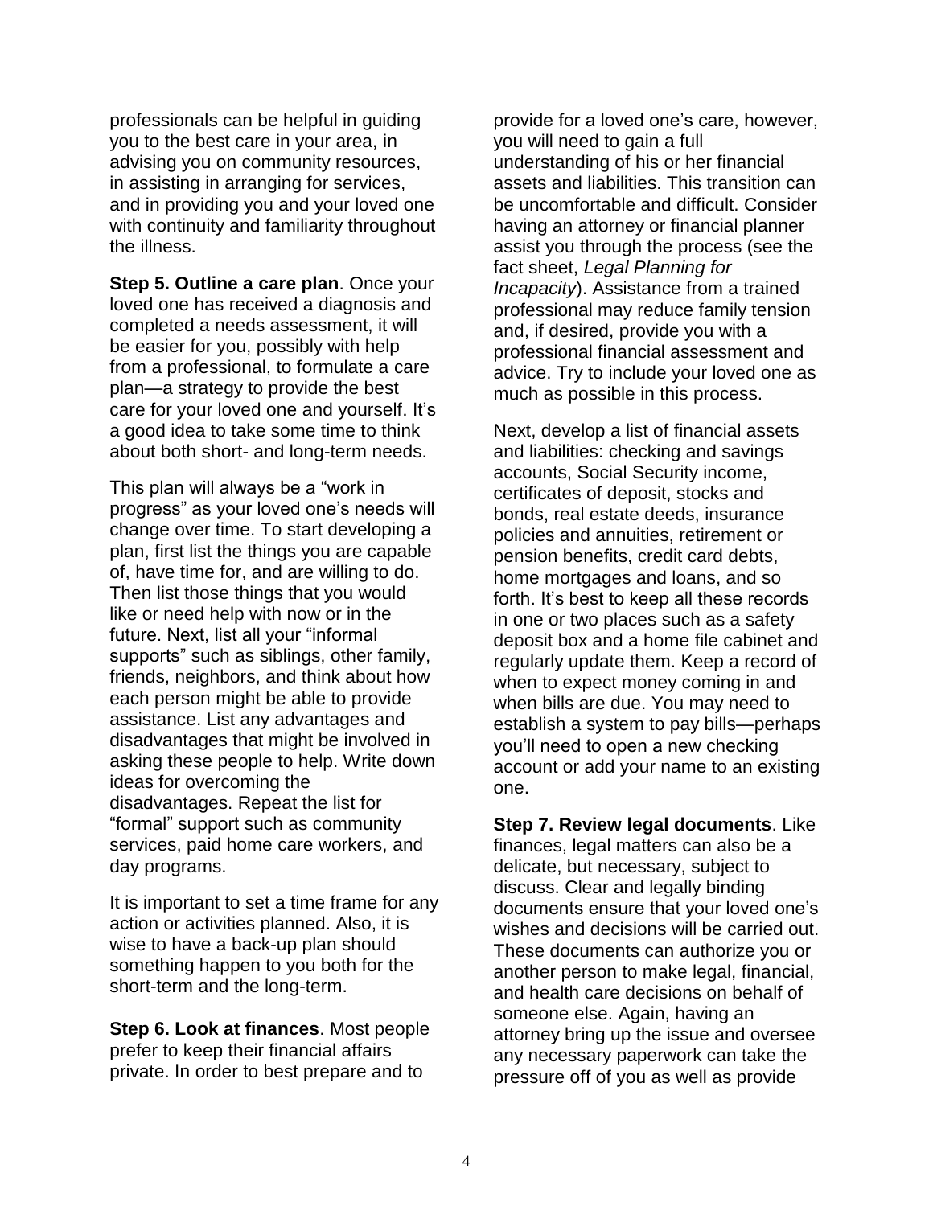professionals can be helpful in guiding you to the best care in your area, in advising you on community resources, in assisting in arranging for services, and in providing you and your loved one with continuity and familiarity throughout the illness.

**Step 5. Outline a care plan**. Once your loved one has received a diagnosis and completed a needs assessment, it will be easier for you, possibly with help from a professional, to formulate a care plan—a strategy to provide the best care for your loved one and yourself. It's a good idea to take some time to think about both short- and long-term needs.

This plan will always be a "work in progress" as your loved one's needs will change over time. To start developing a plan, first list the things you are capable of, have time for, and are willing to do. Then list those things that you would like or need help with now or in the future. Next, list all your "informal supports" such as siblings, other family, friends, neighbors, and think about how each person might be able to provide assistance. List any advantages and disadvantages that might be involved in asking these people to help. Write down ideas for overcoming the disadvantages. Repeat the list for "formal" support such as community services, paid home care workers, and day programs.

It is important to set a time frame for any action or activities planned. Also, it is wise to have a back-up plan should something happen to you both for the short-term and the long-term.

**Step 6. Look at finances**. Most people prefer to keep their financial affairs private. In order to best prepare and to provide for a loved one's care, however, you will need to gain a full understanding of his or her financial assets and liabilities. This transition can be uncomfortable and difficult. Consider having an attorney or financial planner assist you through the process (see the fact sheet, *Legal Planning for Incapacity*). Assistance from a trained professional may reduce family tension and, if desired, provide you with a professional financial assessment and advice. Try to include your loved one as much as possible in this process.

Next, develop a list of financial assets and liabilities: checking and savings accounts, Social Security income, certificates of deposit, stocks and bonds, real estate deeds, insurance policies and annuities, retirement or pension benefits, credit card debts, home mortgages and loans, and so forth. It's best to keep all these records in one or two places such as a safety deposit box and a home file cabinet and regularly update them. Keep a record of when to expect money coming in and when bills are due. You may need to establish a system to pay bills—perhaps you'll need to open a new checking account or add your name to an existing one.

**Step 7. Review legal documents**. Like finances, legal matters can also be a delicate, but necessary, subject to discuss. Clear and legally binding documents ensure that your loved one's wishes and decisions will be carried out. These documents can authorize you or another person to make legal, financial, and health care decisions on behalf of someone else. Again, having an attorney bring up the issue and oversee any necessary paperwork can take the pressure off of you as well as provide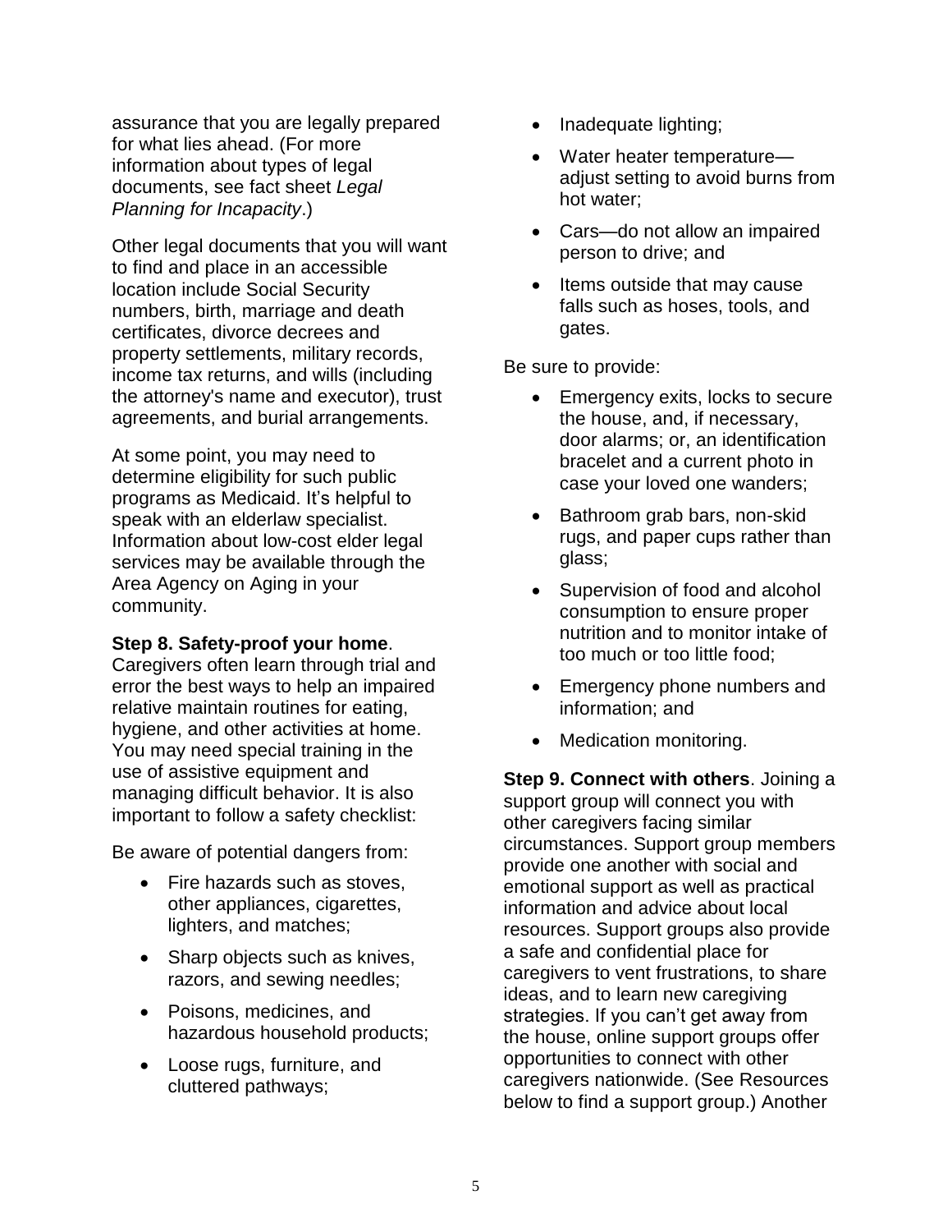assurance that you are legally prepared for what lies ahead. (For more information about types of legal documents, see fact sheet *Legal Planning for Incapacity*.)

Other legal documents that you will want to find and place in an accessible location include Social Security numbers, birth, marriage and death certificates, divorce decrees and property settlements, military records, income tax returns, and wills (including the attorney's name and executor), trust agreements, and burial arrangements.

At some point, you may need to determine eligibility for such public programs as Medicaid. It's helpful to speak with an elderlaw specialist. Information about low-cost elder legal services may be available through the Area Agency on Aging in your community.

**Step 8. Safety-proof your home**. Caregivers often learn through trial and error the best ways to help an impaired relative maintain routines for eating, hygiene, and other activities at home. You may need special training in the use of assistive equipment and managing difficult behavior. It is also important to follow a safety checklist:

Be aware of potential dangers from:

- Fire hazards such as stoves, other appliances, cigarettes, lighters, and matches;
- Sharp objects such as knives, razors, and sewing needles;
- Poisons, medicines, and hazardous household products;
- Loose rugs, furniture, and cluttered pathways;
- Inadequate lighting;
- Water heater temperature—adjust setting to avoid burns from hot water;
- Cars—do not allow an impaired person to drive; and
- Items outside that may cause falls such as hoses, tools, and gates.

Be sure to provide:

- Emergency exits, locks to secure the house, and, if necessary, door alarms; or, an identification bracelet and a current photo in case your loved one wanders;
- Bathroom grab bars, non-skid rugs, and paper cups rather than glass;
- Supervision of food and alcohol consumption to ensure proper nutrition and to monitor intake of too much or too little food;
- Emergency phone numbers and information; and
- Medication monitoring.

**Step 9. Connect with others**. Joining a support group will connect you with other caregivers facing similar circumstances. Support group members provide one another with social and emotional support as well as practical information and advice about local resources. Support groups also provide a safe and confidential place for caregivers to vent frustrations, to share ideas, and to learn new caregiving strategies. If you can't get away from the house, online support groups offer opportunities to connect with other caregivers nationwide. (See Resources below to find a support group.) Another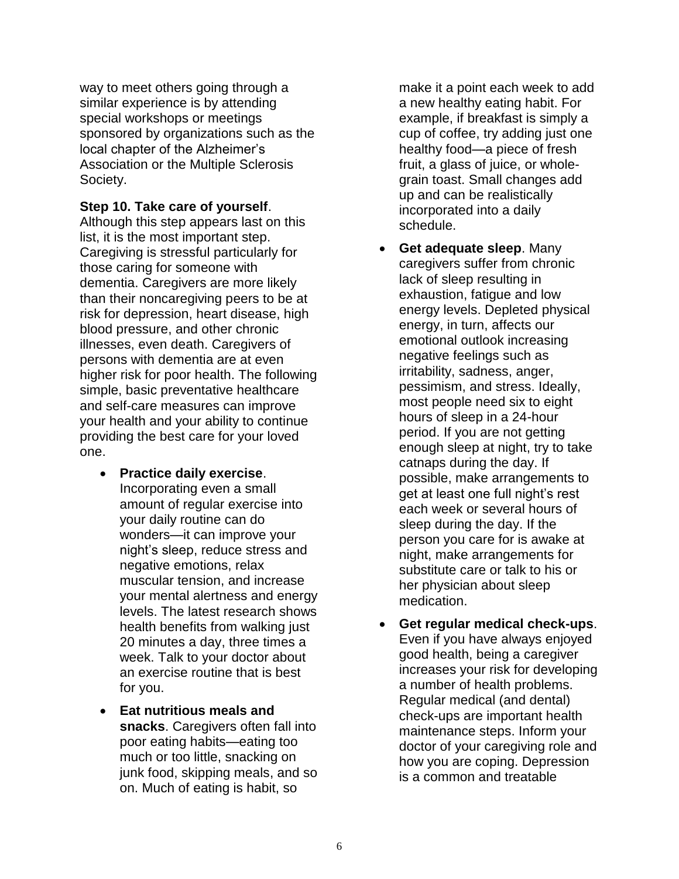way to meet others going through a similar experience is by attending special workshops or meetings sponsored by organizations such as the local chapter of the Alzheimer's Association or the Multiple Sclerosis Society.

**Step 10. Take care of yourself**. Although this step appears last on this list, it is the most important step. Caregiving is stressful particularly for those caring for someone with dementia. Caregivers are more likely than their noncaregiving peers to be at risk for depression, heart disease, high blood pressure, and other chronic illnesses, even death. Caregivers of persons with dementia are at even higher risk for poor health. The following simple, basic preventative healthcare and self-care measures can improve your health and your ability to continue providing the best care for your loved one.

- **Practice daily exercise**. Incorporating even a small amount of regular exercise into your daily routine can do wonders—it can improve your night's sleep, reduce stress and negative emotions, relax muscular tension, and increase your mental alertness and energy levels. The latest research shows health benefits from walking just 20 minutes a day, three times a week. Talk to your doctor about an exercise routine that is best for you.
- **Eat nutritious meals and snacks**. Caregivers often fall into poor eating habits—eating too much or too little, snacking on junk food, skipping meals, and so on. Much of eating is habit, so make it a point each week to add a new healthy eating habit. For example, if breakfast is simply a cup of coffee, try adding just one healthy food—a piece of fresh fruit, a glass of juice, or whole-grain toast. Small changes add up and can be realistically incorporated into a daily schedule.
- **Get adequate sleep**. Many caregivers suffer from chronic lack of sleep resulting in exhaustion, fatigue and low energy levels. Depleted physical energy, in turn, affects our emotional outlook increasing negative feelings such as irritability, sadness, anger, pessimism, and stress. Ideally, most people need six to eight hours of sleep in a 24-hour period. If you are not getting enough sleep at night, try to take catnaps during the day. If possible, make arrangements to get at least one full night's rest each week or several hours of sleep during the day. If the person you care for is awake at night, make arrangements for substitute care or talk to his or her physician about sleep medication.
- **Get regular medical check-ups**. Even if you have always enjoyed good health, being a caregiver increases your risk for developing a number of health problems. Regular medical (and dental) check-ups are important health maintenance steps. Inform your doctor of your caregiving role and how you are coping. Depression is a common and treatable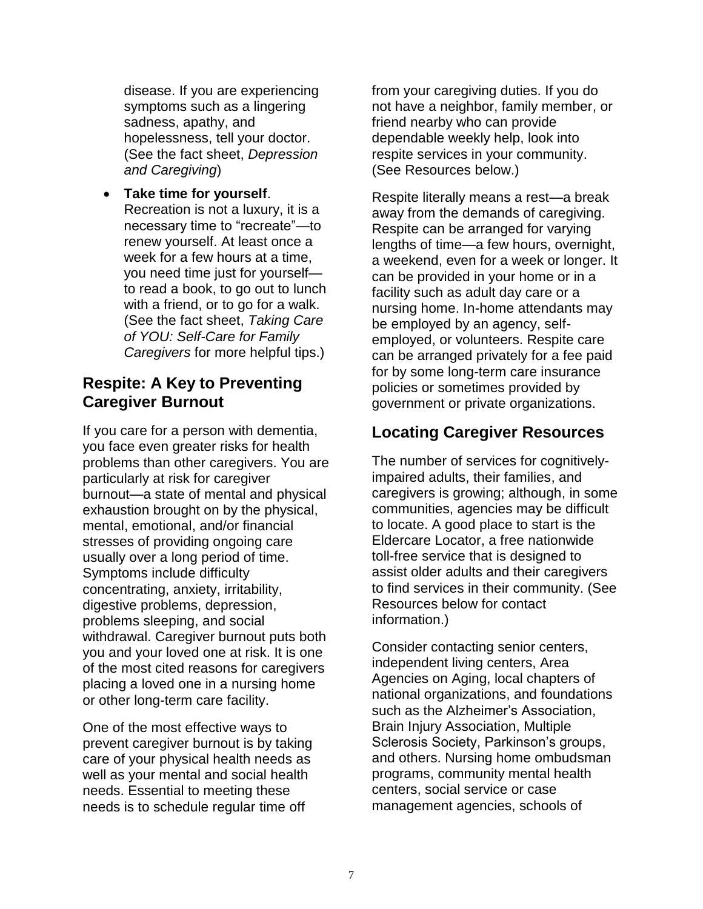disease. If you are experiencing symptoms such as a lingering sadness, apathy, and hopelessness, tell your doctor. (See the fact sheet, *Depression and Caregiving*)

- **Take time for yourself**. Recreation is not a luxury, it is a necessary time to "recreate"—to renew yourself. At least once a week for a few hours at a time, you need time just for yourself—to read a book, to go out to lunch with a friend, or to go for a walk. (See the fact sheet, *Taking Care of YOU: Self-Care for Family Caregivers* for more helpful tips.)

## Respite: A Key to Preventing Caregiver Burnout

If you care for a person with dementia, you face even greater risks for health problems than other caregivers. You are particularly at risk for caregiver burnout—a state of mental and physical exhaustion brought on by the physical, mental, emotional, and/or financial stresses of providing ongoing care usually over a long period of time. Symptoms include difficulty concentrating, anxiety, irritability, digestive problems, depression, problems sleeping, and social withdrawal. Caregiver burnout puts both you and your loved one at risk. It is one of the most cited reasons for caregivers placing a loved one in a nursing home or other long-term care facility.

One of the most effective ways to prevent caregiver burnout is by taking care of your physical health needs as well as your mental and social health needs. Essential to meeting these needs is to schedule regular time off from your caregiving duties. If you do not have a neighbor, family member, or friend nearby who can provide dependable weekly help, look into respite services in your community. (See Resources below.)

Respite literally means a rest—a break away from the demands of caregiving. Respite can be arranged for varying lengths of time—a few hours, overnight, a weekend, even for a week or longer. It can be provided in your home or in a facility such as adult day care or a nursing home. In-home attendants may be employed by an agency, self-employed, or volunteers. Respite care can be arranged privately for a fee paid for by some long-term care insurance policies or sometimes provided by government or private organizations.

## Locating Caregiver Resources

The number of services for cognitively-impaired adults, their families, and caregivers is growing; although, in some communities, agencies may be difficult to locate. A good place to start is the Eldercare Locator, a free nationwide toll-free service that is designed to assist older adults and their caregivers to find services in their community. (See Resources below for contact information.)

Consider contacting senior centers, independent living centers, Area Agencies on Aging, local chapters of national organizations, and foundations such as the Alzheimer's Association, Brain Injury Association, Multiple Sclerosis Society, Parkinson's groups, and others. Nursing home ombudsman programs, community mental health centers, social service or case management agencies, schools of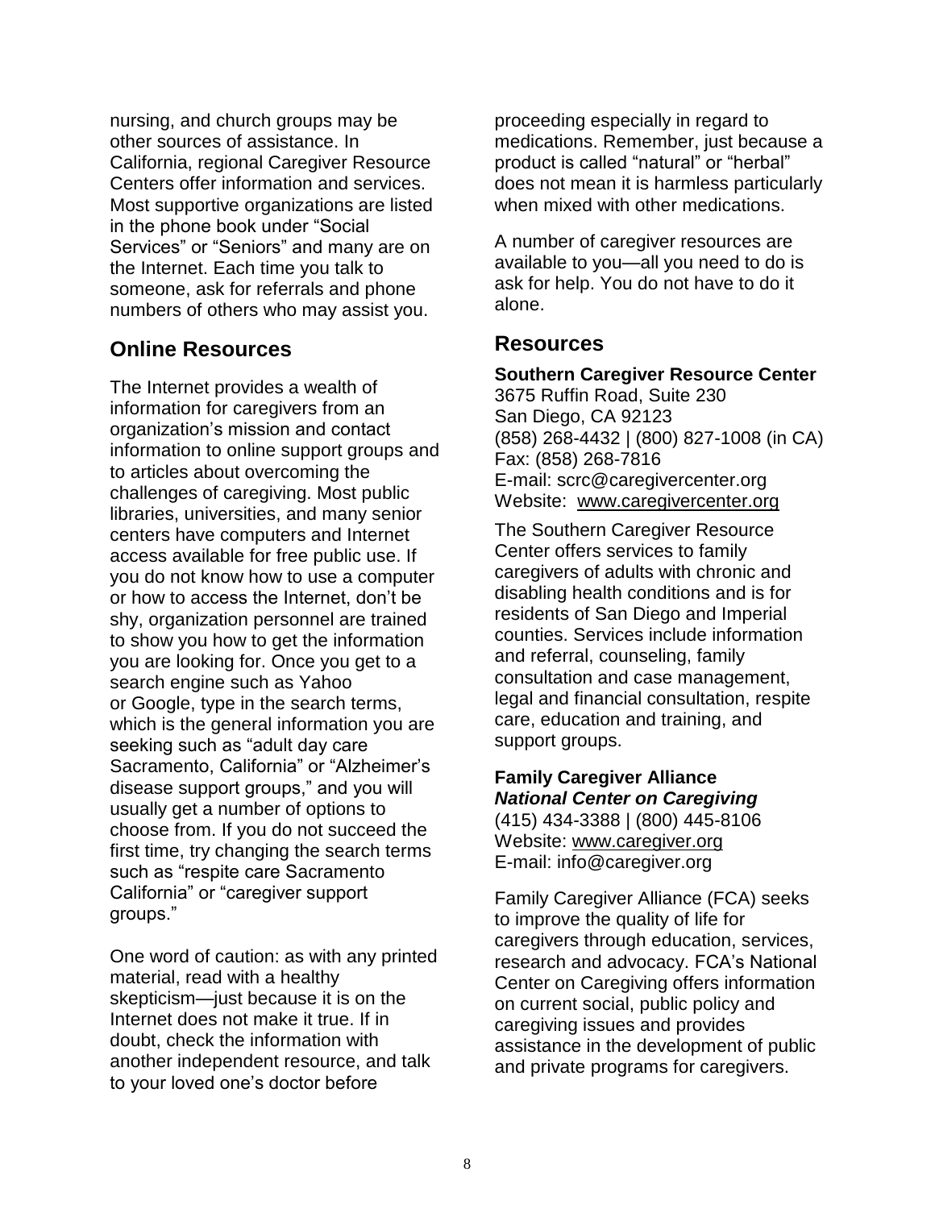nursing, and church groups may be other sources of assistance. In California, regional Caregiver Resource Centers offer information and services. Most supportive organizations are listed in the phone book under "Social Services" or "Seniors" and many are on the Internet. Each time you talk to someone, ask for referrals and phone numbers of others who may assist you.

## Online Resources

The Internet provides a wealth of information for caregivers from an organization's mission and contact information to online support groups and to articles about overcoming the challenges of caregiving. Most public libraries, universities, and many senior centers have computers and Internet access available for free public use. If you do not know how to use a computer or how to access the Internet, don't be shy, organization personnel are trained to show you how to get the information you are looking for. Once you get to a search engine such as Yahoo or Google, type in the search terms, which is the general information you are seeking such as "adult day care Sacramento, California" or "Alzheimer's disease support groups," and you will usually get a number of options to choose from. If you do not succeed the first time, try changing the search terms such as "respite care Sacramento California" or "caregiver support groups."

One word of caution: as with any printed material, read with a healthy skepticism—just because it is on the Internet does not make it true. If in doubt, check the information with another independent resource, and talk to your loved one's doctor before proceeding especially in regard to medications. Remember, just because a product is called "natural" or "herbal" does not mean it is harmless particularly when mixed with other medications.

A number of caregiver resources are available to you—all you need to do is ask for help. You do not have to do it alone.

## Resources

**Southern Caregiver Resource Center**
3675 Ruffin Road, Suite 230
San Diego, CA 92123
(858) 268-4432 | (800) 827-1008 (in CA)
Fax: (858) 268-7816
E-mail: scrc@caregivercenter.org
Website: www.caregivercenter.org

The Southern Caregiver Resource Center offers services to family caregivers of adults with chronic and disabling health conditions and is for residents of San Diego and Imperial counties. Services include information and referral, counseling, family consultation and case management, legal and financial consultation, respite care, education and training, and support groups.

**Family Caregiver Alliance**
***National Center on Caregiving***
(415) 434-3388 | (800) 445-8106
Website: www.caregiver.org
E-mail: info@caregiver.org

Family Caregiver Alliance (FCA) seeks to improve the quality of life for caregivers through education, services, research and advocacy. FCA's National Center on Caregiving offers information on current social, public policy and caregiving issues and provides assistance in the development of public and private programs for caregivers.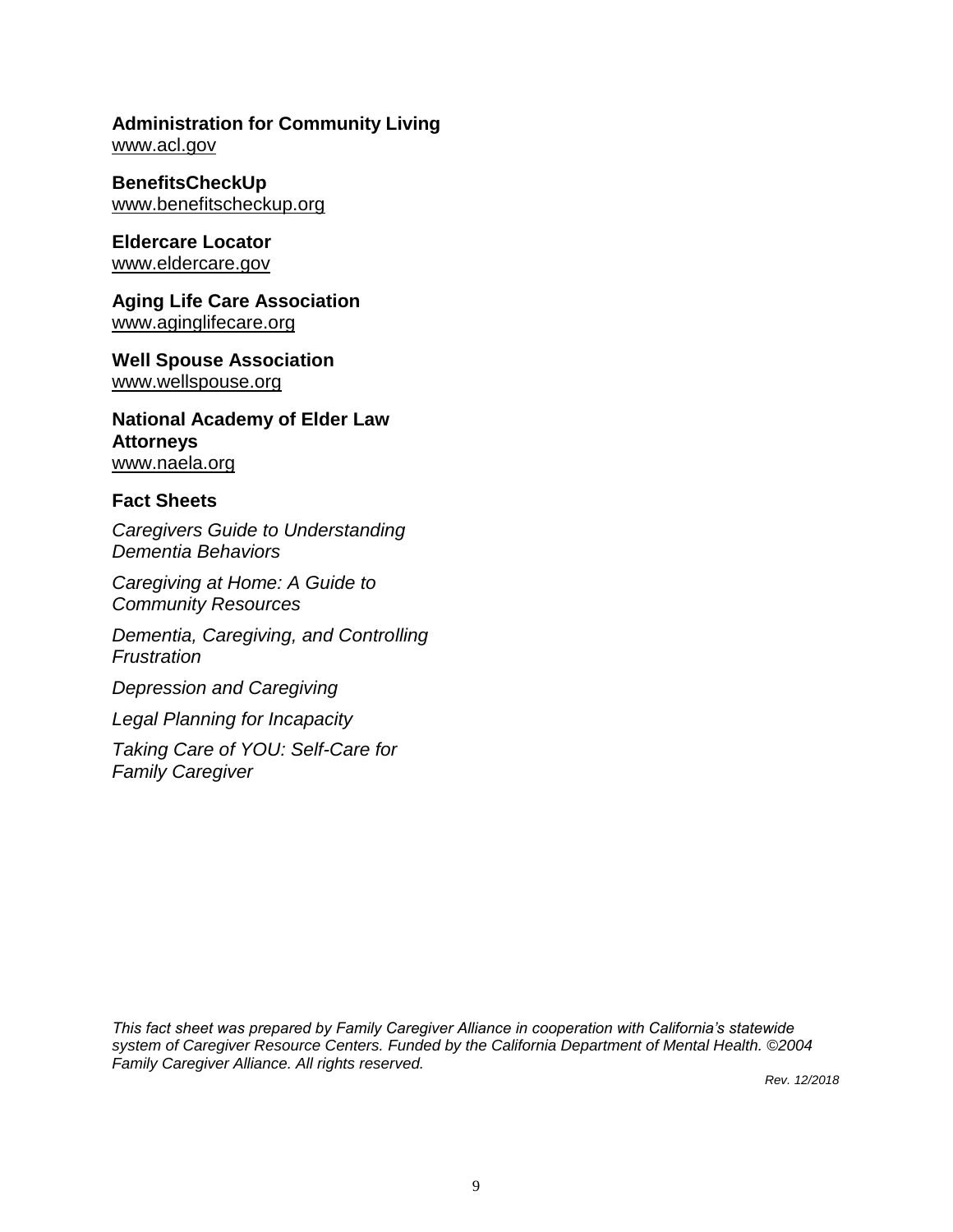**Administration for Community Living**
www.acl.gov

**BenefitsCheckUp**
www.benefitscheckup.org

**Eldercare Locator**
www.eldercare.gov

**Aging Life Care Association**
www.aginglifecare.org

**Well Spouse Association**
www.wellspouse.org

**National Academy of Elder Law Attorneys**
www.naela.org

### Fact Sheets

*Caregivers Guide to Understanding Dementia Behaviors*

*Caregiving at Home: A Guide to Community Resources*

*Dementia, Caregiving, and Controlling Frustration*

*Depression and Caregiving*

*Legal Planning for Incapacity*

*Taking Care of YOU: Self-Care for Family Caregiver*

*This fact sheet was prepared by Family Caregiver Alliance in cooperation with California's statewide system of Caregiver Resource Centers. Funded by the California Department of Mental Health. ©2004 Family Caregiver Alliance. All rights reserved.*

*Rev. 12/2018*